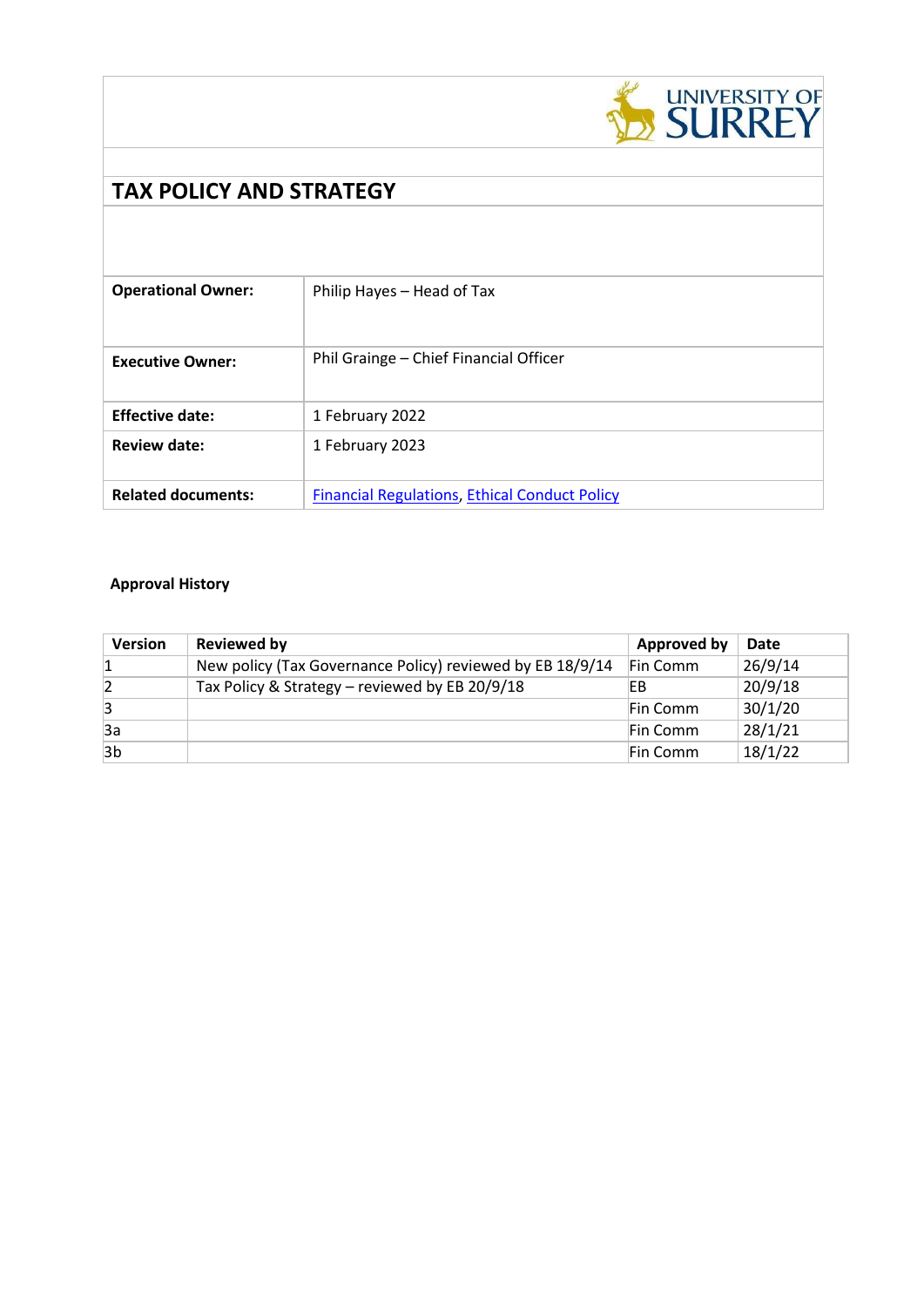# TAX POLICY AND STRATEGY

| | |
|---|---|
| **Operational Owner:** | Philip Hayes – Head of Tax |
| **Executive Owner:** | Phil Grainge – Chief Financial Officer |
| **Effective date:** | 1 February 2022 |
| **Review date:** | 1 February 2023 |
| **Related documents:** | Financial Regulations, Ethical Conduct Policy |

**Approval History**

| Version | Reviewed by | Approved by | Date |
|---|---|---|---|
| 1 | New policy (Tax Governance Policy) reviewed by EB 18/9/14 | Fin Comm | 26/9/14 |
| 2 | Tax Policy & Strategy – reviewed by EB 20/9/18 | EB | 20/9/18 |
| 3 | | Fin Comm | 30/1/20 |
| 3a | | Fin Comm | 28/1/21 |
| 3b | | Fin Comm | 18/1/22 |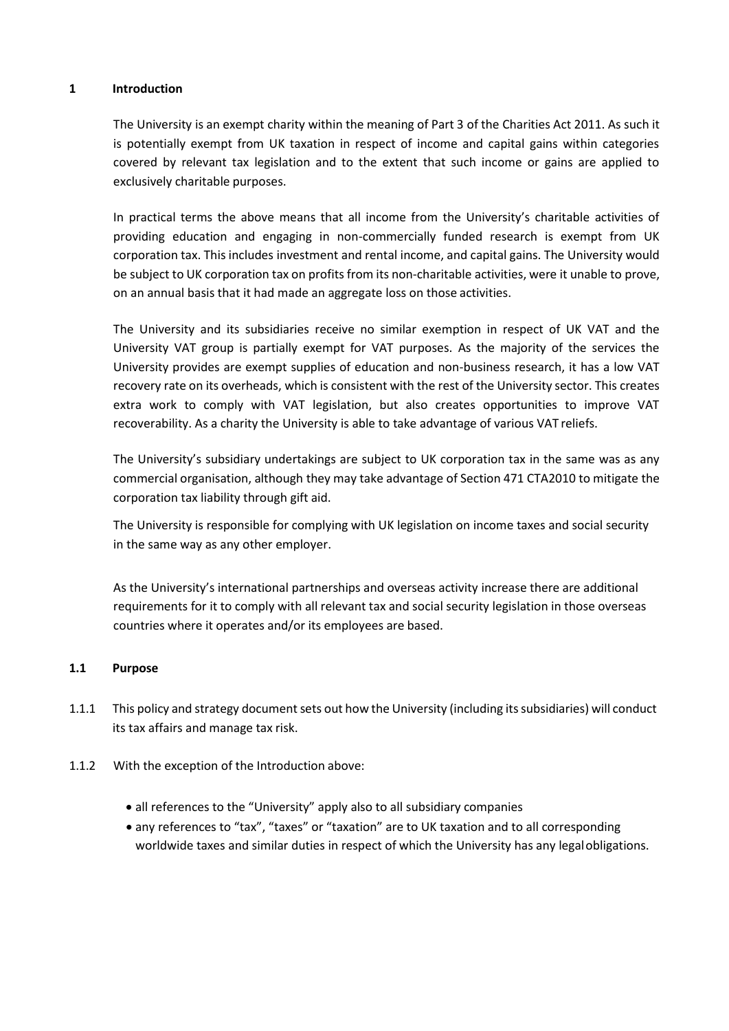# 1 Introduction

The University is an exempt charity within the meaning of Part 3 of the Charities Act 2011. As such it is potentially exempt from UK taxation in respect of income and capital gains within categories covered by relevant tax legislation and to the extent that such income or gains are applied to exclusively charitable purposes.

In practical terms the above means that all income from the University's charitable activities of providing education and engaging in non-commercially funded research is exempt from UK corporation tax. This includes investment and rental income, and capital gains. The University would be subject to UK corporation tax on profits from its non-charitable activities, were it unable to prove, on an annual basis that it had made an aggregate loss on those activities.

The University and its subsidiaries receive no similar exemption in respect of UK VAT and the University VAT group is partially exempt for VAT purposes. As the majority of the services the University provides are exempt supplies of education and non-business research, it has a low VAT recovery rate on its overheads, which is consistent with the rest of the University sector. This creates extra work to comply with VAT legislation, but also creates opportunities to improve VAT recoverability. As a charity the University is able to take advantage of various VAT reliefs.

The University's subsidiary undertakings are subject to UK corporation tax in the same was as any commercial organisation, although they may take advantage of Section 471 CTA2010 to mitigate the corporation tax liability through gift aid.

The University is responsible for complying with UK legislation on income taxes and social security in the same way as any other employer.

As the University's international partnerships and overseas activity increase there are additional requirements for it to comply with all relevant tax and social security legislation in those overseas countries where it operates and/or its employees are based.

## 1.1 Purpose

1.1.1 This policy and strategy document sets out how the University (including its subsidiaries) will conduct its tax affairs and manage tax risk.

1.1.2 With the exception of the Introduction above:

- all references to the "University" apply also to all subsidiary companies
- any references to "tax", "taxes" or "taxation" are to UK taxation and to all corresponding worldwide taxes and similar duties in respect of which the University has any legal obligations.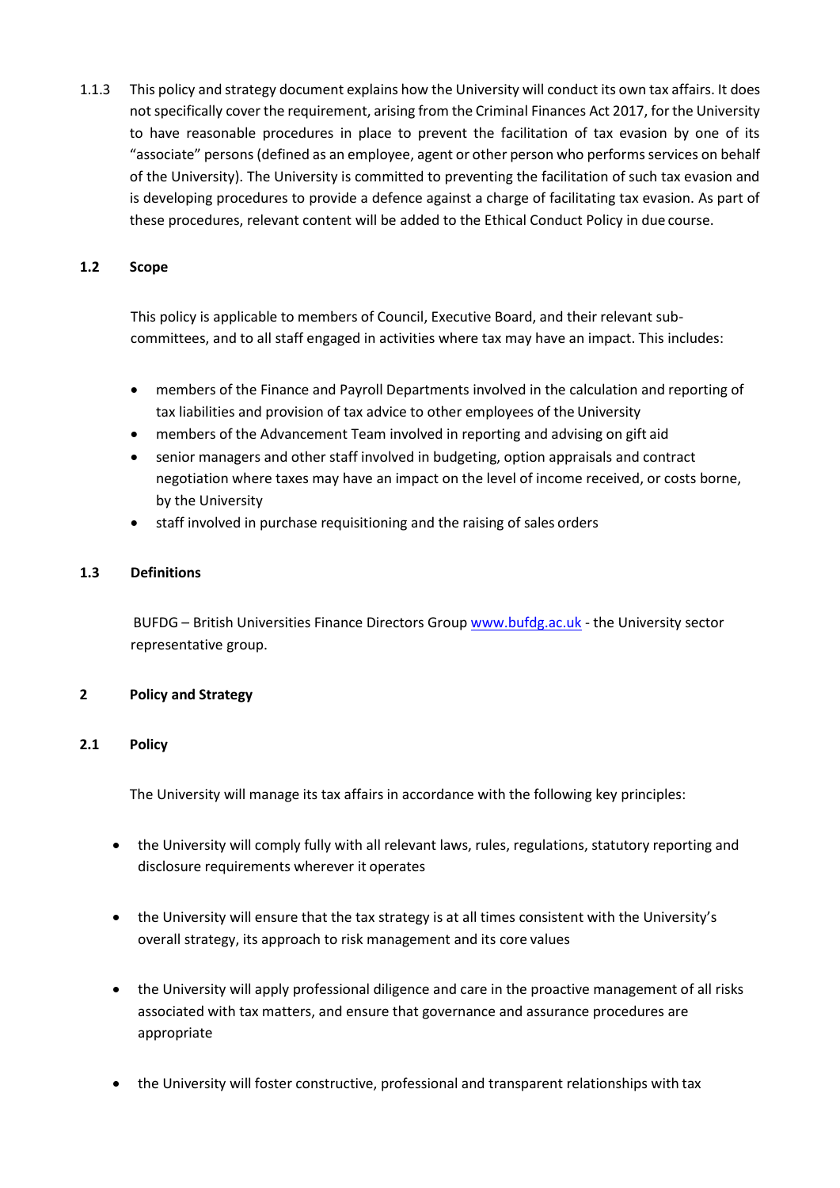1.1.3 This policy and strategy document explains how the University will conduct its own tax affairs. It does not specifically cover the requirement, arising from the Criminal Finances Act 2017, for the University to have reasonable procedures in place to prevent the facilitation of tax evasion by one of its "associate" persons (defined as an employee, agent or other person who performs services on behalf of the University). The University is committed to preventing the facilitation of such tax evasion and is developing procedures to provide a defence against a charge of facilitating tax evasion. As part of these procedures, relevant content will be added to the Ethical Conduct Policy in due course.

### 1.2 Scope

This policy is applicable to members of Council, Executive Board, and their relevant sub-committees, and to all staff engaged in activities where tax may have an impact. This includes:

- members of the Finance and Payroll Departments involved in the calculation and reporting of tax liabilities and provision of tax advice to other employees of the University
- members of the Advancement Team involved in reporting and advising on gift aid
- senior managers and other staff involved in budgeting, option appraisals and contract negotiation where taxes may have an impact on the level of income received, or costs borne, by the University
- staff involved in purchase requisitioning and the raising of sales orders

### 1.3 Definitions

BUFDG – British Universities Finance Directors Group [www.bufdg.ac.uk](http://www.bufdg.ac.uk) - the University sector representative group.

## 2 Policy and Strategy

### 2.1 Policy

The University will manage its tax affairs in accordance with the following key principles:

- the University will comply fully with all relevant laws, rules, regulations, statutory reporting and disclosure requirements wherever it operates

- the University will ensure that the tax strategy is at all times consistent with the University's overall strategy, its approach to risk management and its core values

- the University will apply professional diligence and care in the proactive management of all risks associated with tax matters, and ensure that governance and assurance procedures are appropriate

- the University will foster constructive, professional and transparent relationships with tax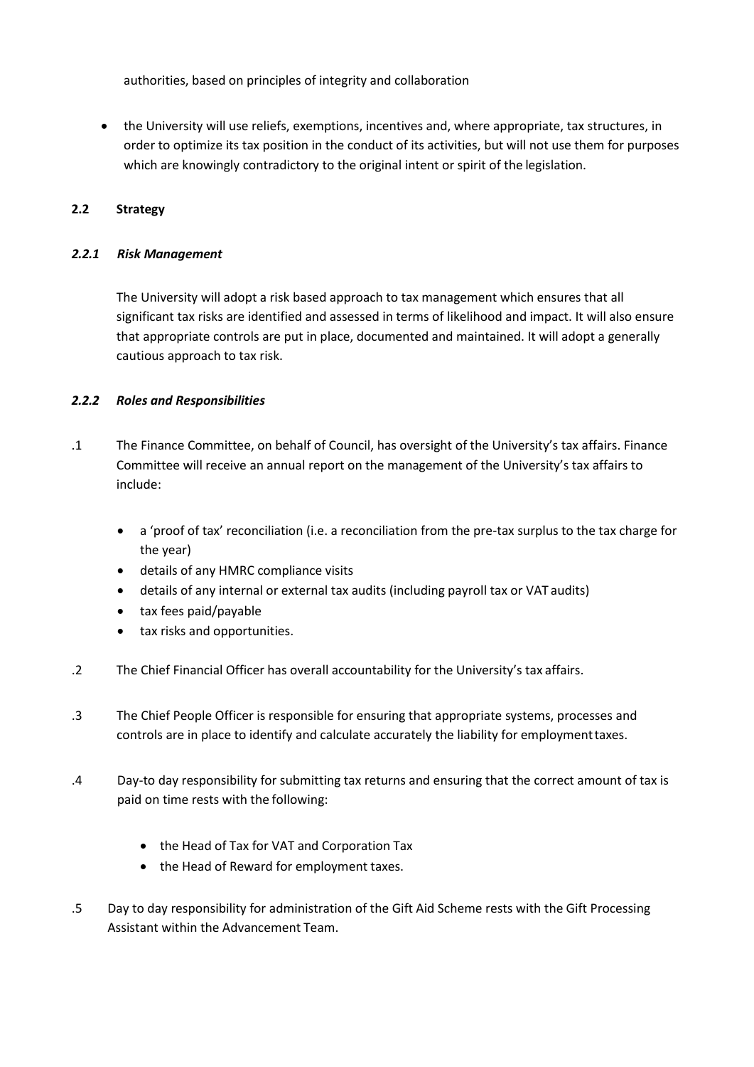authorities, based on principles of integrity and collaboration

- the University will use reliefs, exemptions, incentives and, where appropriate, tax structures, in order to optimize its tax position in the conduct of its activities, but will not use them for purposes which are knowingly contradictory to the original intent or spirit of the legislation.

### 2.2 Strategy

#### *2.2.1 Risk Management*

The University will adopt a risk based approach to tax management which ensures that all significant tax risks are identified and assessed in terms of likelihood and impact. It will also ensure that appropriate controls are put in place, documented and maintained. It will adopt a generally cautious approach to tax risk.

#### *2.2.2 Roles and Responsibilities*

.1 The Finance Committee, on behalf of Council, has oversight of the University's tax affairs. Finance Committee will receive an annual report on the management of the University's tax affairs to include:

- a 'proof of tax' reconciliation (i.e. a reconciliation from the pre-tax surplus to the tax charge for the year)
- details of any HMRC compliance visits
- details of any internal or external tax audits (including payroll tax or VAT audits)
- tax fees paid/payable
- tax risks and opportunities.

.2 The Chief Financial Officer has overall accountability for the University's tax affairs.

.3 The Chief People Officer is responsible for ensuring that appropriate systems, processes and controls are in place to identify and calculate accurately the liability for employment taxes.

.4 Day-to day responsibility for submitting tax returns and ensuring that the correct amount of tax is paid on time rests with the following:

- the Head of Tax for VAT and Corporation Tax
- the Head of Reward for employment taxes.

.5 Day to day responsibility for administration of the Gift Aid Scheme rests with the Gift Processing Assistant within the Advancement Team.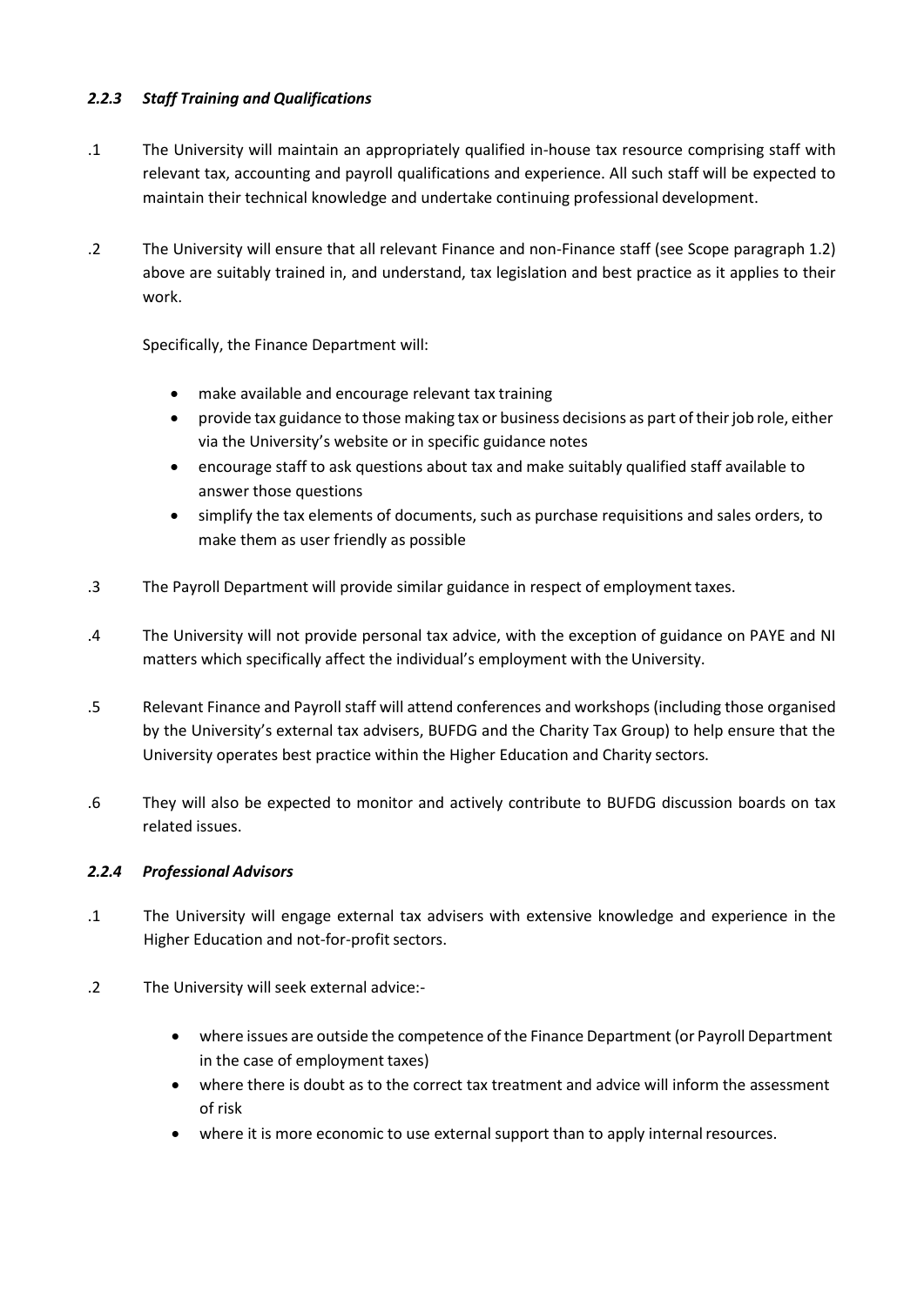### *2.2.3 Staff Training and Qualifications*

.1 The University will maintain an appropriately qualified in-house tax resource comprising staff with relevant tax, accounting and payroll qualifications and experience. All such staff will be expected to maintain their technical knowledge and undertake continuing professional development.

.2 The University will ensure that all relevant Finance and non-Finance staff (see Scope paragraph 1.2) above are suitably trained in, and understand, tax legislation and best practice as it applies to their work.

Specifically, the Finance Department will:

- make available and encourage relevant tax training
- provide tax guidance to those making tax or business decisions as part of their job role, either via the University's website or in specific guidance notes
- encourage staff to ask questions about tax and make suitably qualified staff available to answer those questions
- simplify the tax elements of documents, such as purchase requisitions and sales orders, to make them as user friendly as possible

.3 The Payroll Department will provide similar guidance in respect of employment taxes.

.4 The University will not provide personal tax advice, with the exception of guidance on PAYE and NI matters which specifically affect the individual's employment with the University.

.5 Relevant Finance and Payroll staff will attend conferences and workshops (including those organised by the University's external tax advisers, BUFDG and the Charity Tax Group) to help ensure that the University operates best practice within the Higher Education and Charity sectors.

.6 They will also be expected to monitor and actively contribute to BUFDG discussion boards on tax related issues.

### *2.2.4 Professional Advisors*

.1 The University will engage external tax advisers with extensive knowledge and experience in the Higher Education and not-for-profit sectors.

.2 The University will seek external advice:-

- where issues are outside the competence of the Finance Department (or Payroll Department in the case of employment taxes)
- where there is doubt as to the correct tax treatment and advice will inform the assessment of risk
- where it is more economic to use external support than to apply internal resources.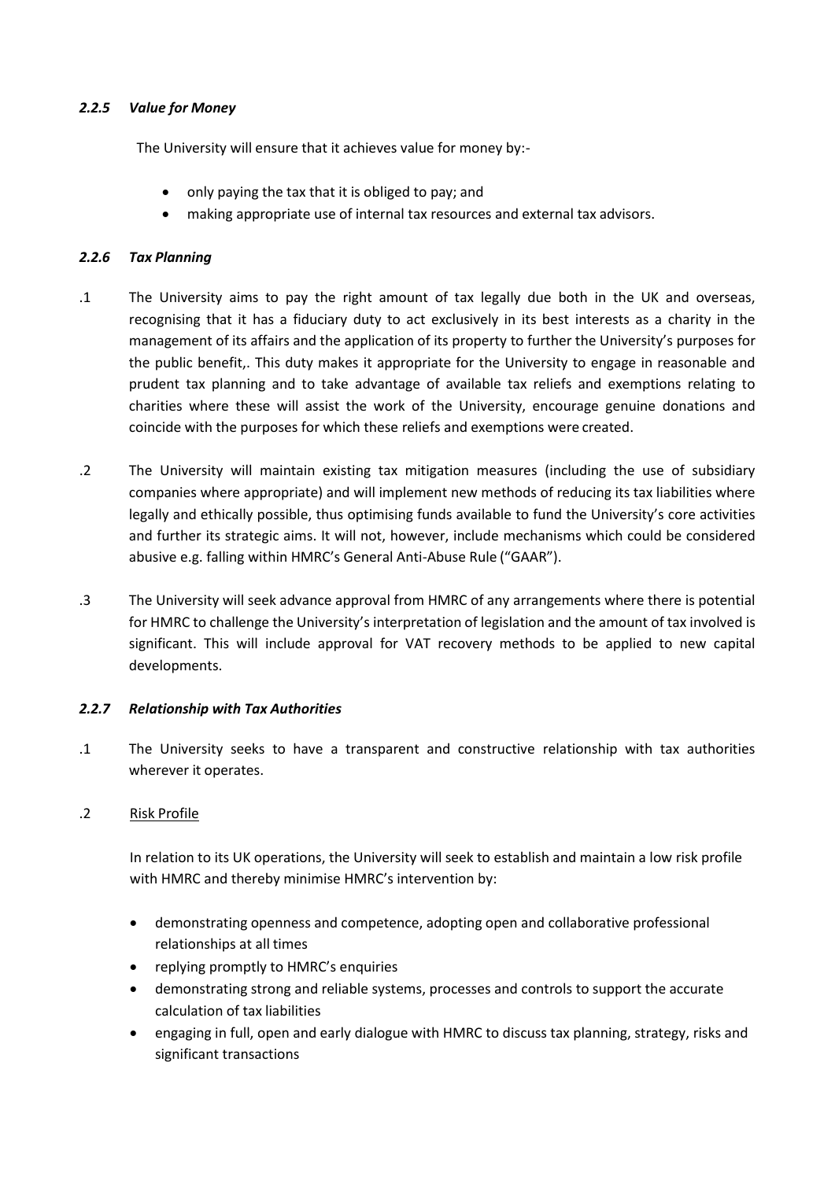#### *2.2.5 Value for Money*

The University will ensure that it achieves value for money by:-

- only paying the tax that it is obliged to pay; and
- making appropriate use of internal tax resources and external tax advisors.

#### *2.2.6 Tax Planning*

.1 The University aims to pay the right amount of tax legally due both in the UK and overseas, recognising that it has a fiduciary duty to act exclusively in its best interests as a charity in the management of its affairs and the application of its property to further the University's purposes for the public benefit,. This duty makes it appropriate for the University to engage in reasonable and prudent tax planning and to take advantage of available tax reliefs and exemptions relating to charities where these will assist the work of the University, encourage genuine donations and coincide with the purposes for which these reliefs and exemptions were created.

.2 The University will maintain existing tax mitigation measures (including the use of subsidiary companies where appropriate) and will implement new methods of reducing its tax liabilities where legally and ethically possible, thus optimising funds available to fund the University's core activities and further its strategic aims. It will not, however, include mechanisms which could be considered abusive e.g. falling within HMRC's General Anti-Abuse Rule ("GAAR").

.3 The University will seek advance approval from HMRC of any arrangements where there is potential for HMRC to challenge the University's interpretation of legislation and the amount of tax involved is significant. This will include approval for VAT recovery methods to be applied to new capital developments.

#### *2.2.7 Relationship with Tax Authorities*

.1 The University seeks to have a transparent and constructive relationship with tax authorities wherever it operates.

.2 Risk Profile

In relation to its UK operations, the University will seek to establish and maintain a low risk profile with HMRC and thereby minimise HMRC's intervention by:

- demonstrating openness and competence, adopting open and collaborative professional relationships at all times
- replying promptly to HMRC's enquiries
- demonstrating strong and reliable systems, processes and controls to support the accurate calculation of tax liabilities
- engaging in full, open and early dialogue with HMRC to discuss tax planning, strategy, risks and significant transactions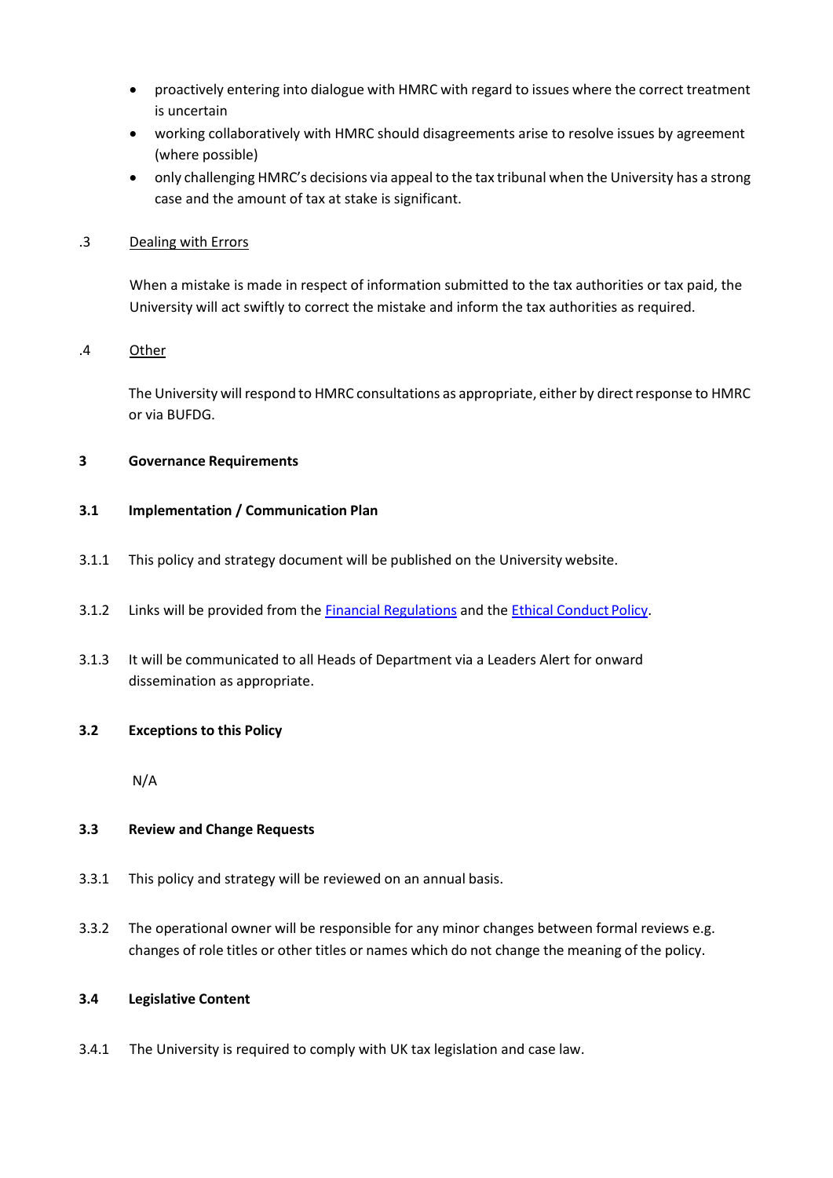- proactively entering into dialogue with HMRC with regard to issues where the correct treatment is uncertain
- working collaboratively with HMRC should disagreements arise to resolve issues by agreement (where possible)
- only challenging HMRC's decisions via appeal to the tax tribunal when the University has a strong case and the amount of tax at stake is significant.

.3 Dealing with Errors

When a mistake is made in respect of information submitted to the tax authorities or tax paid, the University will act swiftly to correct the mistake and inform the tax authorities as required.

.4 Other

The University will respond to HMRC consultations as appropriate, either by direct response to HMRC or via BUFDG.

## 3 Governance Requirements

### 3.1 Implementation / Communication Plan

3.1.1 This policy and strategy document will be published on the University website.

3.1.2 Links will be provided from the Financial Regulations and the Ethical Conduct Policy.

3.1.3 It will be communicated to all Heads of Department via a Leaders Alert for onward dissemination as appropriate.

### 3.2 Exceptions to this Policy

N/A

### 3.3 Review and Change Requests

3.3.1 This policy and strategy will be reviewed on an annual basis.

3.3.2 The operational owner will be responsible for any minor changes between formal reviews e.g. changes of role titles or other titles or names which do not change the meaning of the policy.

### 3.4 Legislative Content

3.4.1 The University is required to comply with UK tax legislation and case law.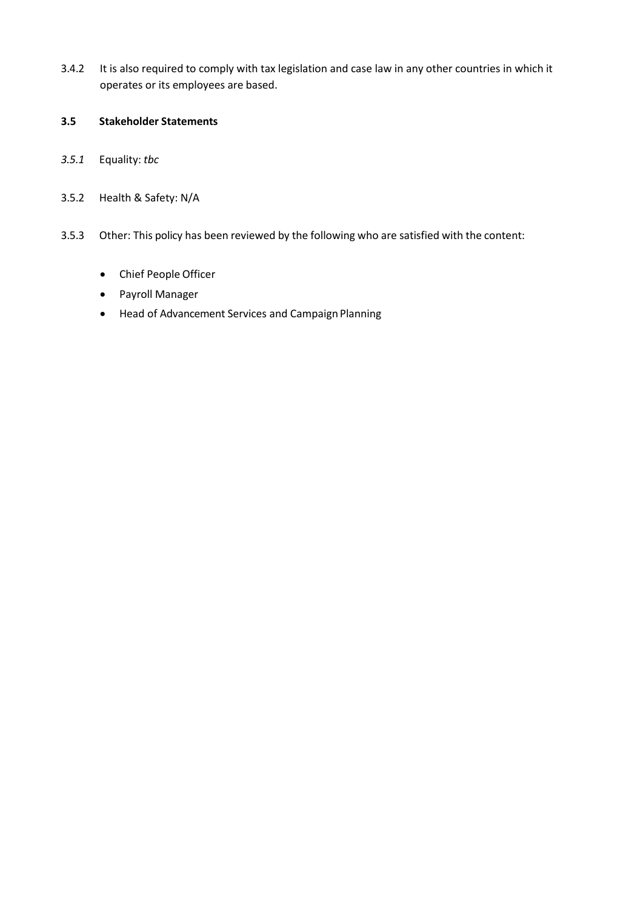3.4.2 It is also required to comply with tax legislation and case law in any other countries in which it operates or its employees are based.

### 3.5 Stakeholder Statements

*3.5.1* Equality: *tbc*

3.5.2 Health & Safety: N/A

3.5.3 Other: This policy has been reviewed by the following who are satisfied with the content:

- Chief People Officer
- Payroll Manager
- Head of Advancement Services and Campaign Planning